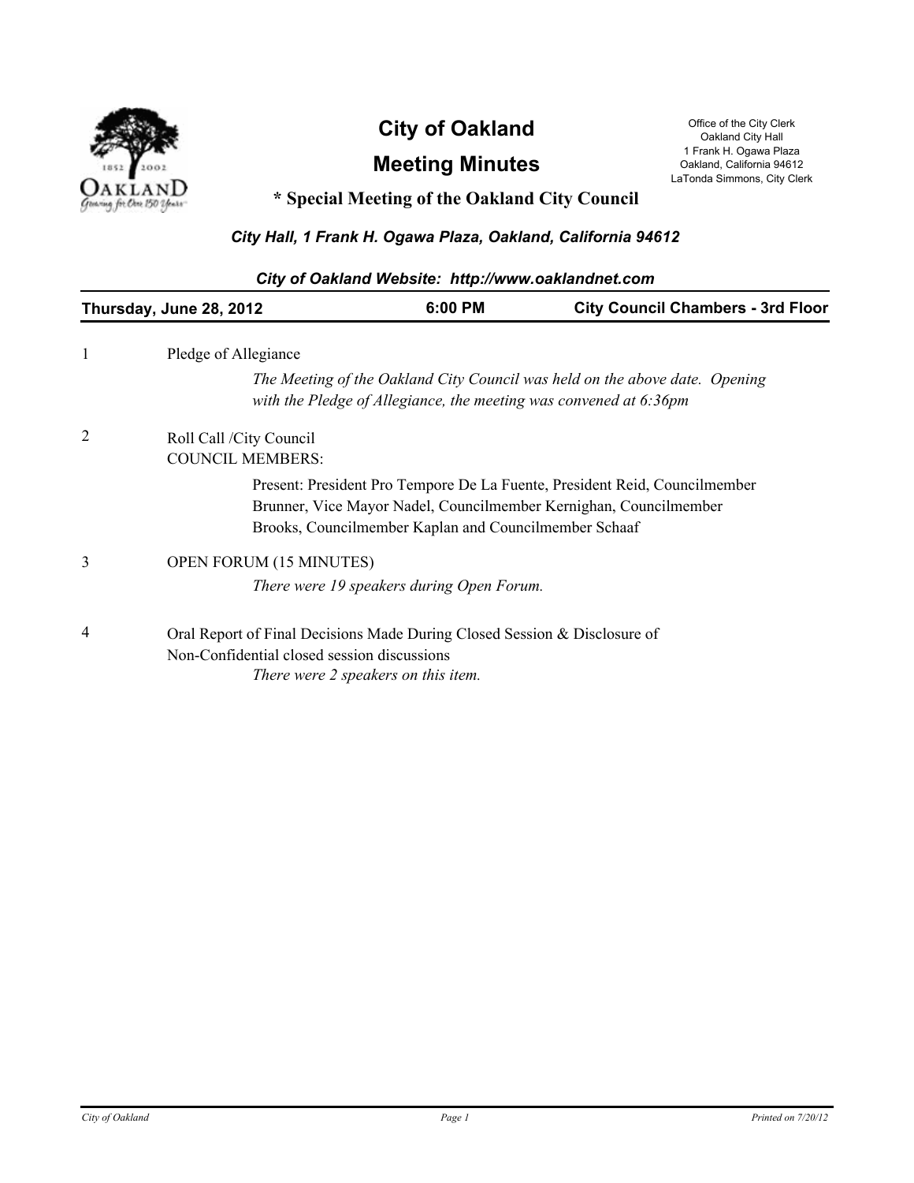# City of Oakland

## Meeting Minutes

### * Special Meeting of the Oakland City Council

Office of the City Clerk
Oakland City Hall
1 Frank H. Ogawa Plaza
Oakland, California 94612
LaTonda Simmons, City Clerk

*City Hall, 1 Frank H. Ogawa Plaza, Oakland, California 94612*

*City of Oakland Website: http://www.oaklandnet.com*

**Thursday, June 28, 2012** | **6:00 PM** | **City Council Chambers - 3rd Floor**

1 Pledge of Allegiance

*The Meeting of the Oakland City Council was held on the above date. Opening with the Pledge of Allegiance, the meeting was convened at 6:36pm*

2 Roll Call /City Council
COUNCIL MEMBERS:

Present: President Pro Tempore De La Fuente, President Reid, Councilmember Brunner, Vice Mayor Nadel, Councilmember Kernighan, Councilmember Brooks, Councilmember Kaplan and Councilmember Schaaf

3 OPEN FORUM (15 MINUTES)

*There were 19 speakers during Open Forum.*

4 Oral Report of Final Decisions Made During Closed Session & Disclosure of Non-Confidential closed session discussions

*There were 2 speakers on this item.*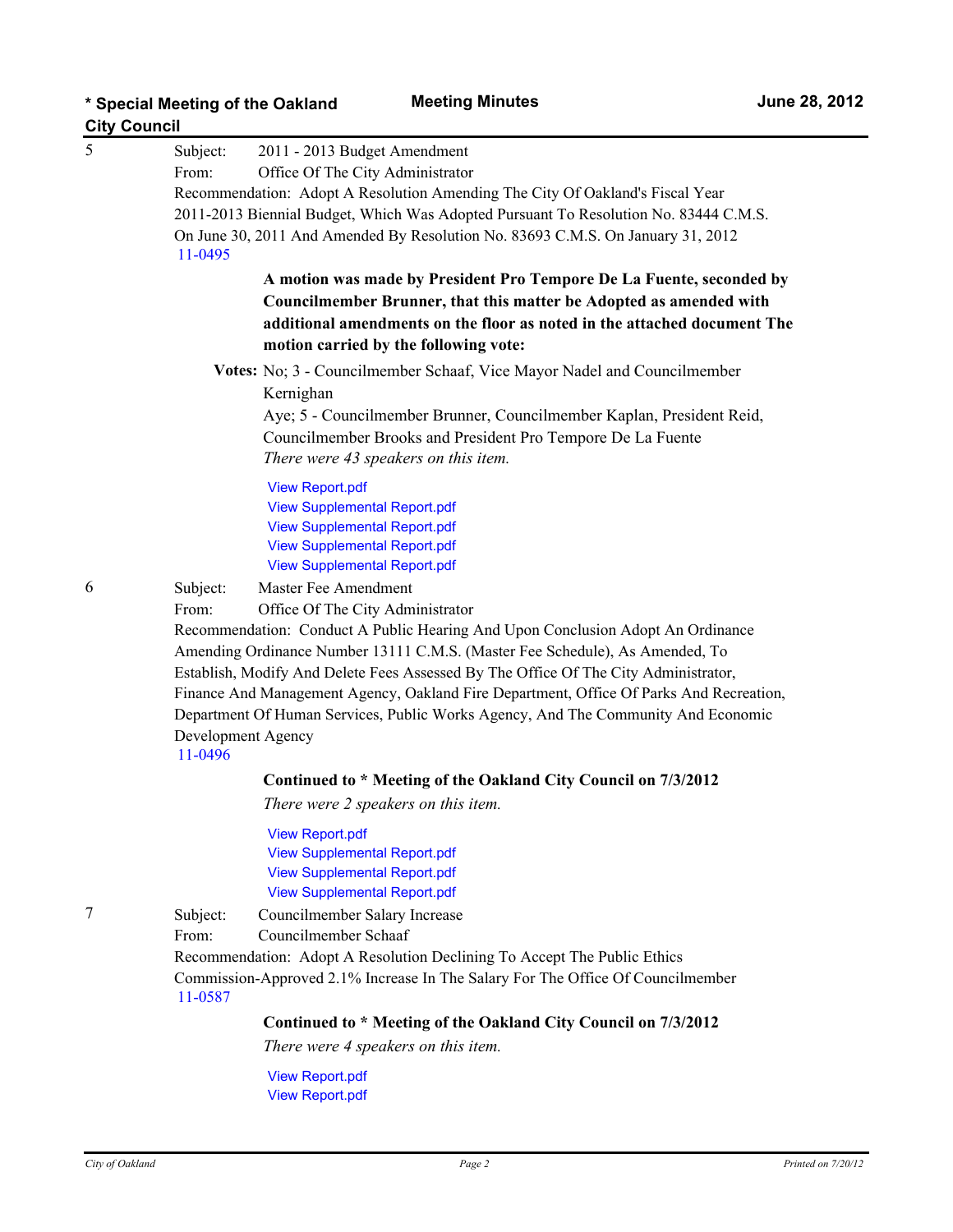5

Subject: 2011 - 2013 Budget Amendment
From: Office Of The City Administrator
Recommendation: Adopt A Resolution Amending The City Of Oakland's Fiscal Year 2011-2013 Biennial Budget, Which Was Adopted Pursuant To Resolution No. 83444 C.M.S. On June 30, 2011 And Amended By Resolution No. 83693 C.M.S. On January 31, 2012
11-0495

**A motion was made by President Pro Tempore De La Fuente, seconded by Councilmember Brunner, that this matter be Adopted as amended with additional amendments on the floor as noted in the attached document The motion carried by the following vote:**

**Votes:** No; 3 - Councilmember Schaaf, Vice Mayor Nadel and Councilmember Kernighan
Aye; 5 - Councilmember Brunner, Councilmember Kaplan, President Reid, Councilmember Brooks and President Pro Tempore De La Fuente
*There were 43 speakers on this item.*

View Report.pdf
View Supplemental Report.pdf
View Supplemental Report.pdf
View Supplemental Report.pdf
View Supplemental Report.pdf

6

Subject: Master Fee Amendment
From: Office Of The City Administrator
Recommendation: Conduct A Public Hearing And Upon Conclusion Adopt An Ordinance Amending Ordinance Number 13111 C.M.S. (Master Fee Schedule), As Amended, To Establish, Modify And Delete Fees Assessed By The Office Of The City Administrator, Finance And Management Agency, Oakland Fire Department, Office Of Parks And Recreation, Department Of Human Services, Public Works Agency, And The Community And Economic Development Agency
11-0496

**Continued to * Meeting of the Oakland City Council on 7/3/2012**
*There were 2 speakers on this item.*

View Report.pdf
View Supplemental Report.pdf
View Supplemental Report.pdf
View Supplemental Report.pdf

7

Subject: Councilmember Salary Increase
From: Councilmember Schaaf
Recommendation: Adopt A Resolution Declining To Accept The Public Ethics Commission-Approved 2.1% Increase In The Salary For The Office Of Councilmember
11-0587

**Continued to * Meeting of the Oakland City Council on 7/3/2012**
*There were 4 speakers on this item.*

View Report.pdf
View Report.pdf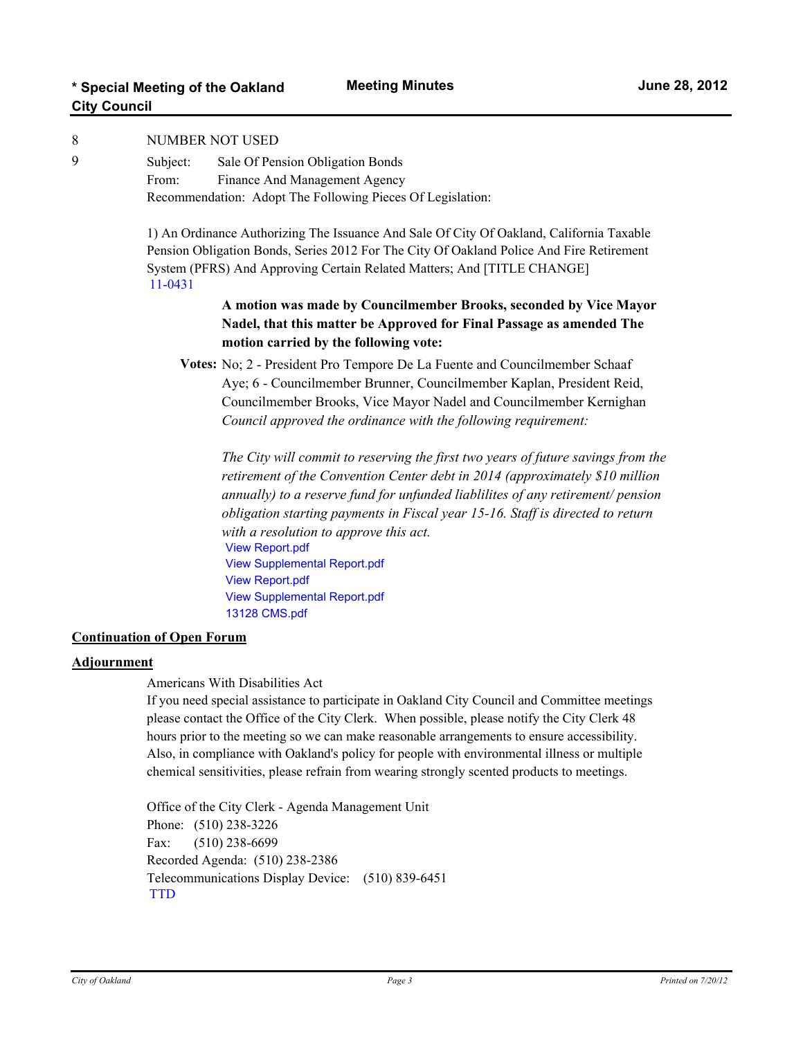8 NUMBER NOT USED

9 Subject: Sale Of Pension Obligation Bonds
From: Finance And Management Agency
Recommendation: Adopt The Following Pieces Of Legislation:

1) An Ordinance Authorizing The Issuance And Sale Of City Of Oakland, California Taxable Pension Obligation Bonds, Series 2012 For The City Of Oakland Police And Fire Retirement System (PFRS) And Approving Certain Related Matters; And [TITLE CHANGE]
11-0431

**A motion was made by Councilmember Brooks, seconded by Vice Mayor Nadel, that this matter be Approved for Final Passage as amended The motion carried by the following vote:**

**Votes:** No; 2 - President Pro Tempore De La Fuente and Councilmember Schaaf
Aye; 6 - Councilmember Brunner, Councilmember Kaplan, President Reid, Councilmember Brooks, Vice Mayor Nadel and Councilmember Kernighan
*Council approved the ordinance with the following requirement:*

*The City will commit to reserving the first two years of future savings from the retirement of the Convention Center debt in 2014 (approximately $10 million annually) to a reserve fund for unfunded liablilites of any retirement/ pension obligation starting payments in Fiscal year 15-16. Staff is directed to return with a resolution to approve this act.*

View Report.pdf
View Supplemental Report.pdf
View Report.pdf
View Supplemental Report.pdf
13128 CMS.pdf

## Continuation of Open Forum

## Adjournment

Americans With Disabilities Act
If you need special assistance to participate in Oakland City Council and Committee meetings please contact the Office of the City Clerk. When possible, please notify the City Clerk 48 hours prior to the meeting so we can make reasonable arrangements to ensure accessibility. Also, in compliance with Oakland's policy for people with environmental illness or multiple chemical sensitivities, please refrain from wearing strongly scented products to meetings.

Office of the City Clerk - Agenda Management Unit
Phone: (510) 238-3226
Fax: (510) 238-6699
Recorded Agenda: (510) 238-2386
Telecommunications Display Device: (510) 839-6451
TTD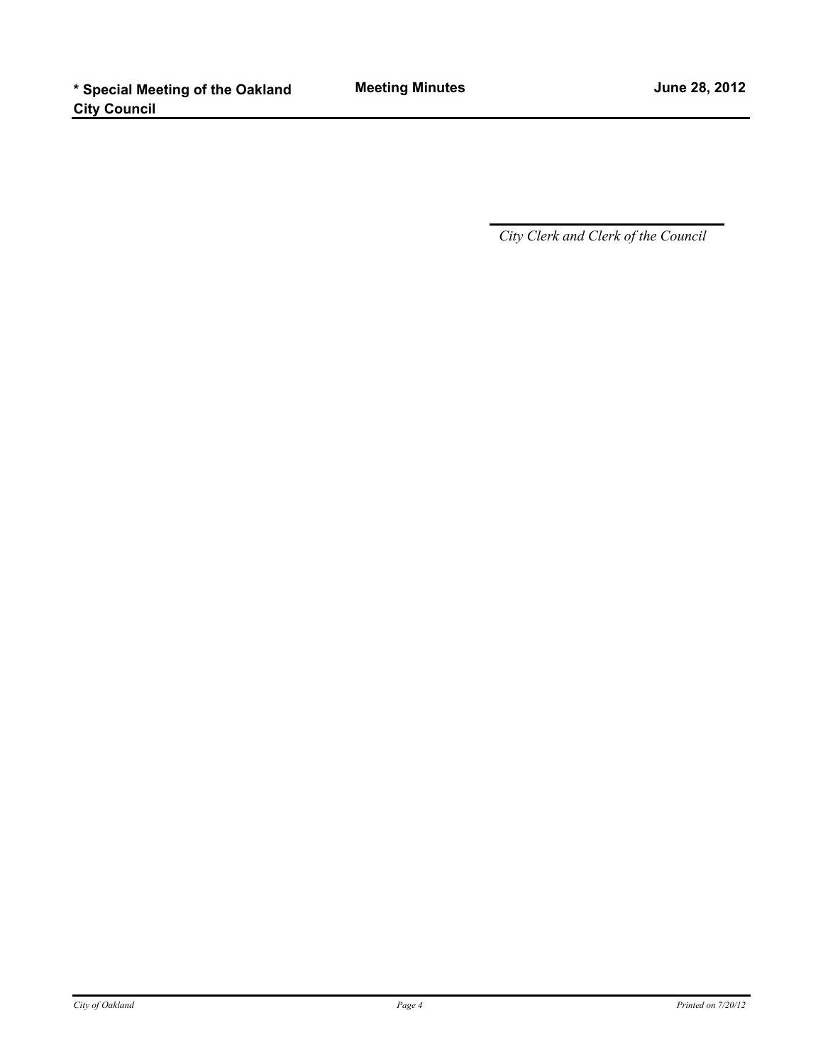_______________________________

*City Clerk and Clerk of the Council*